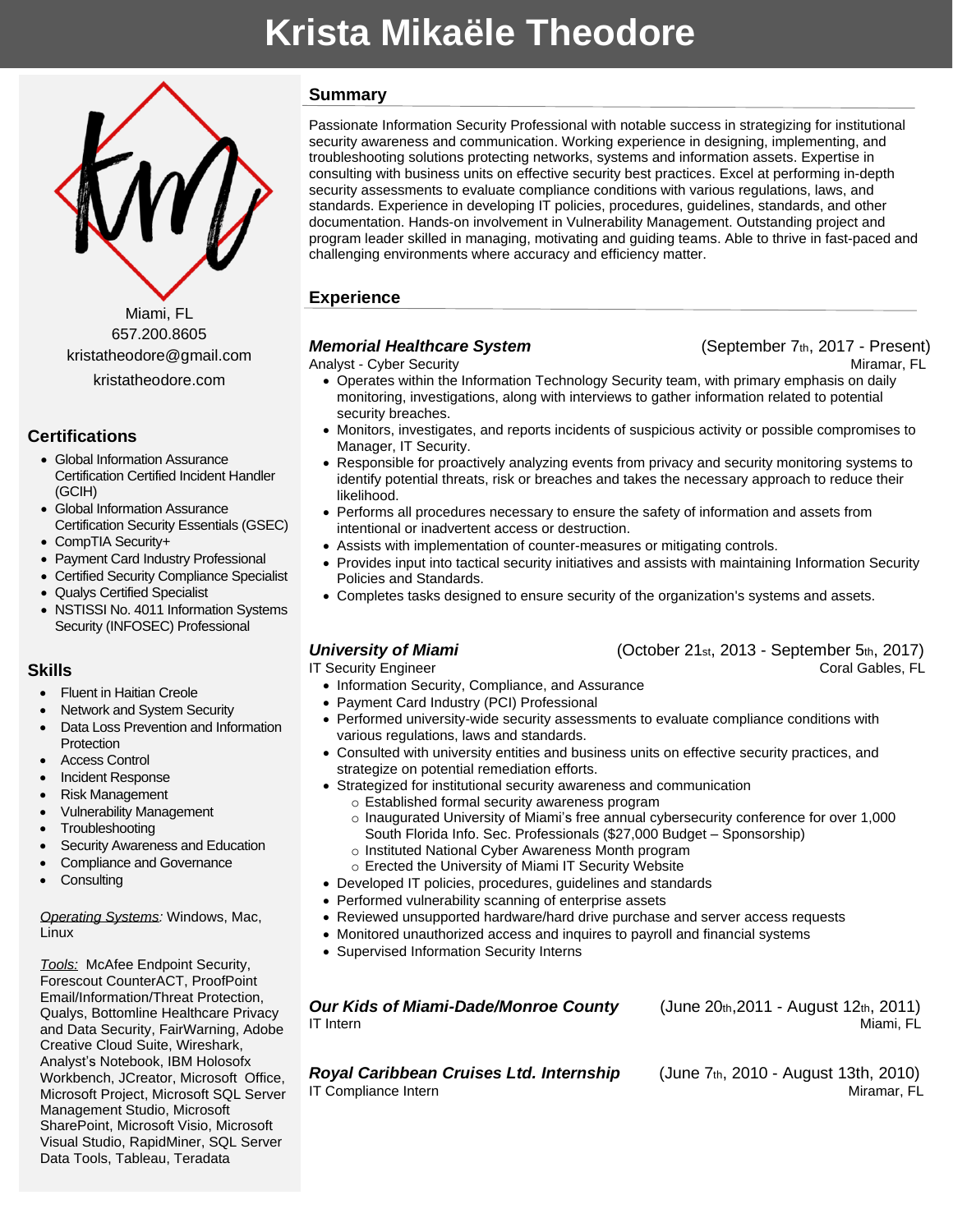# Krista Mikaële Theodore

Miami, FL
657.200.8605
kristatheodore@gmail.com
kristatheodore.com

## Certifications

- Global Information Assurance Certification Certified Incident Handler (GCIH)
- Global Information Assurance Certification Security Essentials (GSEC)
- CompTIA Security+
- Payment Card Industry Professional
- Certified Security Compliance Specialist
- Qualys Certified Specialist
- NSTISSI No. 4011 Information Systems Security (INFOSEC) Professional

## Skills

- Fluent in Haitian Creole
- Network and System Security
- Data Loss Prevention and Information Protection
- Access Control
- Incident Response
- Risk Management
- Vulnerability Management
- Troubleshooting
- Security Awareness and Education
- Compliance and Governance
- Consulting

*Operating Systems:* Windows, Mac, Linux

*Tools:* McAfee Endpoint Security, Forescout CounterACT, ProofPoint Email/Information/Threat Protection, Qualys, Bottomline Healthcare Privacy and Data Security, FairWarning, Adobe Creative Cloud Suite, Wireshark, Analyst's Notebook, IBM Holosofx Workbench, JCreator, Microsoft Office, Microsoft Project, Microsoft SQL Server Management Studio, Microsoft SharePoint, Microsoft Visio, Microsoft Visual Studio, RapidMiner, SQL Server Data Tools, Tableau, Teradata

## Summary

Passionate Information Security Professional with notable success in strategizing for institutional security awareness and communication. Working experience in designing, implementing, and troubleshooting solutions protecting networks, systems and information assets. Expertise in consulting with business units on effective security best practices. Excel at performing in-depth security assessments to evaluate compliance conditions with various regulations, laws, and standards. Experience in developing IT policies, procedures, guidelines, standards, and other documentation. Hands-on involvement in Vulnerability Management. Outstanding project and program leader skilled in managing, motivating and guiding teams. Able to thrive in fast-paced and challenging environments where accuracy and efficiency matter.

## Experience

### *Memorial Healthcare System* (September 7th, 2017 - Present)

Analyst - Cyber Security — Miramar, FL

- Operates within the Information Technology Security team, with primary emphasis on daily monitoring, investigations, along with interviews to gather information related to potential security breaches.
- Monitors, investigates, and reports incidents of suspicious activity or possible compromises to Manager, IT Security.
- Responsible for proactively analyzing events from privacy and security monitoring systems to identify potential threats, risk or breaches and takes the necessary approach to reduce their likelihood.
- Performs all procedures necessary to ensure the safety of information and assets from intentional or inadvertent access or destruction.
- Assists with implementation of counter-measures or mitigating controls.
- Provides input into tactical security initiatives and assists with maintaining Information Security Policies and Standards.
- Completes tasks designed to ensure security of the organization's systems and assets.

### *University of Miami* (October 21st, 2013 - September 5th, 2017)

IT Security Engineer — Coral Gables, FL

- Information Security, Compliance, and Assurance
- Payment Card Industry (PCI) Professional
- Performed university-wide security assessments to evaluate compliance conditions with various regulations, laws and standards.
- Consulted with university entities and business units on effective security practices, and strategize on potential remediation efforts.
- Strategized for institutional security awareness and communication
  - Established formal security awareness program
  - Inaugurated University of Miami's free annual cybersecurity conference for over 1,000 South Florida Info. Sec. Professionals ($27,000 Budget – Sponsorship)
  - Instituted National Cyber Awareness Month program
  - Erected the University of Miami IT Security Website
- Developed IT policies, procedures, guidelines and standards
- Performed vulnerability scanning of enterprise assets
- Reviewed unsupported hardware/hard drive purchase and server access requests
- Monitored unauthorized access and inquires to payroll and financial systems
- Supervised Information Security Interns

### *Our Kids of Miami-Dade/Monroe County* (June 20th, 2011 - August 12th, 2011)

IT Intern — Miami, FL

### *Royal Caribbean Cruises Ltd. Internship* (June 7th, 2010 - August 13th, 2010)

IT Compliance Intern — Miramar, FL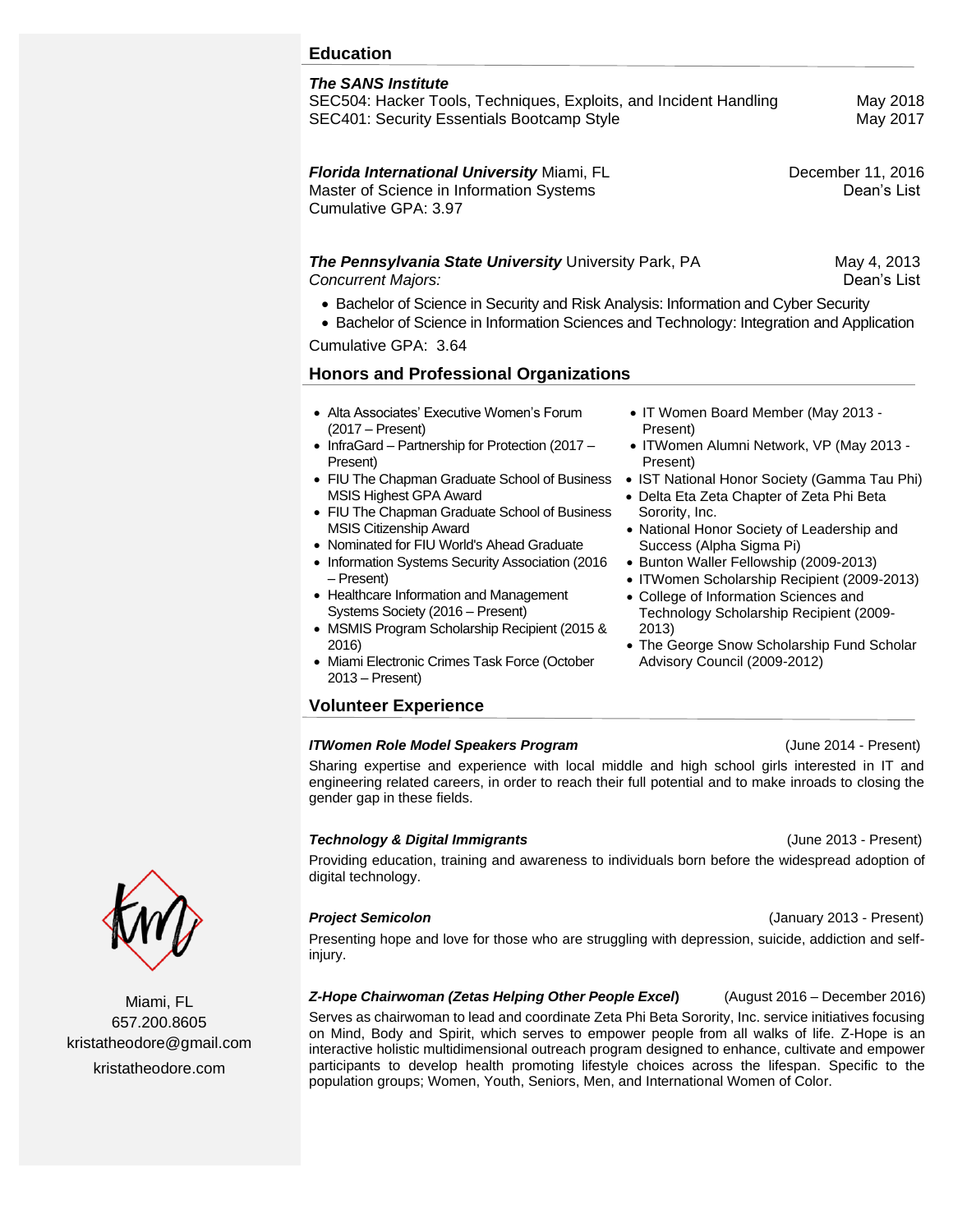## Education

***The SANS Institute***

SEC504: Hacker Tools, Techniques, Exploits, and Incident Handling — May 2018
SEC401: Security Essentials Bootcamp Style — May 2017

***Florida International University*** Miami, FL — December 11, 2016
Master of Science in Information Systems — Dean's List
Cumulative GPA: 3.97

***The Pennsylvania State University*** University Park, PA — May 4, 2013
*Concurrent Majors:* — Dean's List

- Bachelor of Science in Security and Risk Analysis: Information and Cyber Security
- Bachelor of Science in Information Sciences and Technology: Integration and Application

Cumulative GPA: 3.64

## Honors and Professional Organizations

- Alta Associates' Executive Women's Forum (2017 – Present)
- InfraGard – Partnership for Protection (2017 – Present)
- FIU The Chapman Graduate School of Business MSIS Highest GPA Award
- FIU The Chapman Graduate School of Business MSIS Citizenship Award
- Nominated for FIU World's Ahead Graduate
- Information Systems Security Association (2016 – Present)
- Healthcare Information and Management Systems Society (2016 – Present)
- MSMIS Program Scholarship Recipient (2015 & 2016)
- Miami Electronic Crimes Task Force (October 2013 – Present)
- IT Women Board Member (May 2013 - Present)
- ITWomen Alumni Network, VP (May 2013 - Present)
- IST National Honor Society (Gamma Tau Phi)
- Delta Eta Zeta Chapter of Zeta Phi Beta Sorority, Inc.
- National Honor Society of Leadership and Success (Alpha Sigma Pi)
- Bunton Waller Fellowship (2009-2013)
- ITWomen Scholarship Recipient (2009-2013)
- College of Information Sciences and Technology Scholarship Recipient (2009-2013)
- The George Snow Scholarship Fund Scholar Advisory Council (2009-2012)

## Volunteer Experience

***ITWomen Role Model Speakers Program*** (June 2014 - Present)

Sharing expertise and experience with local middle and high school girls interested in IT and engineering related careers, in order to reach their full potential and to make inroads to closing the gender gap in these fields.

***Technology & Digital Immigrants*** (June 2013 - Present)

Providing education, training and awareness to individuals born before the widespread adoption of digital technology.

***Project Semicolon*** (January 2013 - Present)

Presenting hope and love for those who are struggling with depression, suicide, addiction and self-injury.

***Z-Hope Chairwoman (Zetas Helping Other People Excel)*** (August 2016 – December 2016)

Serves as chairwoman to lead and coordinate Zeta Phi Beta Sorority, Inc. service initiatives focusing on Mind, Body and Spirit, which serves to empower people from all walks of life. Z-Hope is an interactive holistic multidimensional outreach program designed to enhance, cultivate and empower participants to develop health promoting lifestyle choices across the lifespan. Specific to the population groups; Women, Youth, Seniors, Men, and International Women of Color.

Miami, FL
657.200.8605
kristatheodore@gmail.com
kristatheodore.com